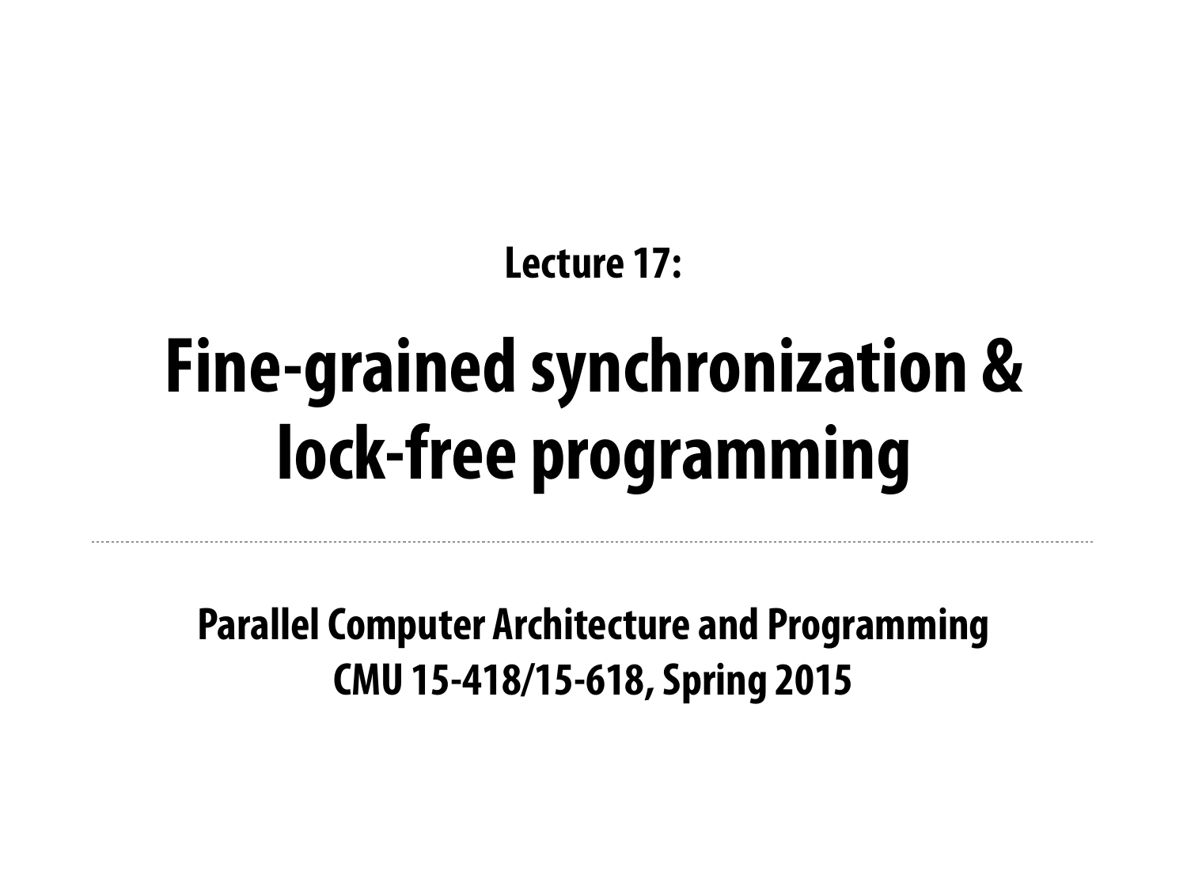Lecture 17:

# Fine-grained synchronization & lock-free programming

---

**Parallel Computer Architecture and Programming**
**CMU 15-418/15-618, Spring 2015**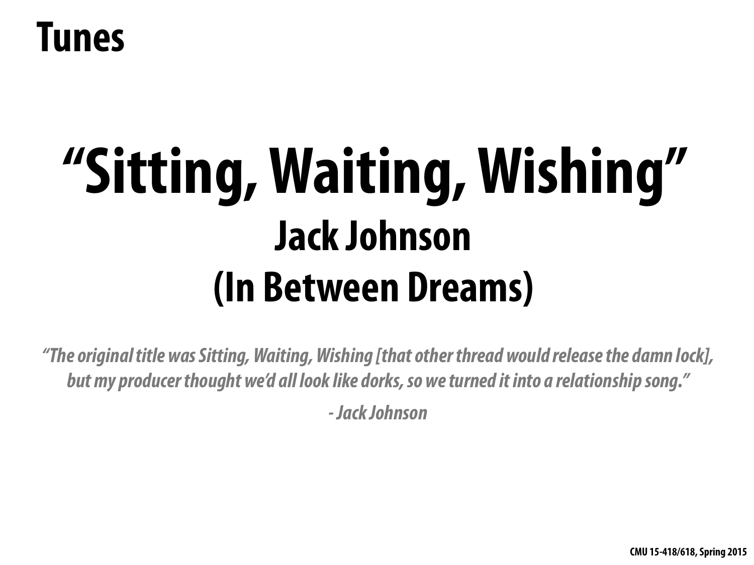# Tunes

## "Sitting, Waiting, Wishing"

### Jack Johnson

### (In Between Dreams)

*"The original title was Sitting, Waiting, Wishing [that other thread would release the damn lock], but my producer thought we'd all look like dorks, so we turned it into a relationship song."*

*- Jack Johnson*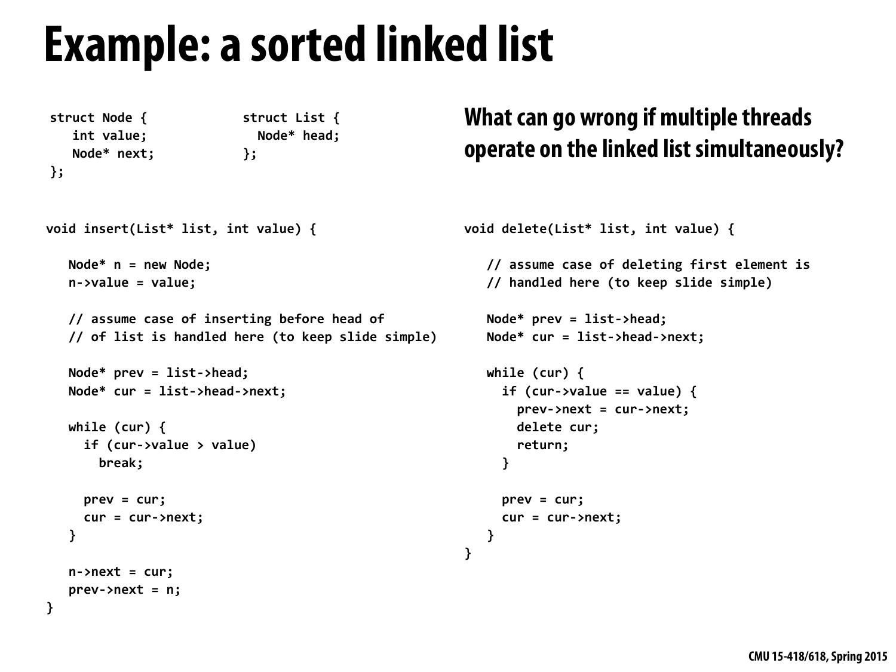# Example: a sorted linked list

```
struct Node {
   int value;
   Node* next;
};
```

```
struct List {
  Node* head;
};
```

## What can go wrong if multiple threads operate on the linked list simultaneously?

```
void insert(List* list, int value) {

   Node* n = new Node;
   n->value = value;

   // assume case of inserting before head of
   // of list is handled here (to keep slide simple)

   Node* prev = list->head;
   Node* cur = list->head->next;

   while (cur) {
     if (cur->value > value)
       break;

     prev = cur;
     cur = cur->next;
   }

   n->next = cur;
   prev->next = n;
}
```

```
void delete(List* list, int value) {

   // assume case of deleting first element is
   // handled here (to keep slide simple)

   Node* prev = list->head;
   Node* cur = list->head->next;

   while (cur) {
     if (cur->value == value) {
       prev->next = cur->next;
       delete cur;
       return;
     }

     prev = cur;
     cur = cur->next;
   }
}
```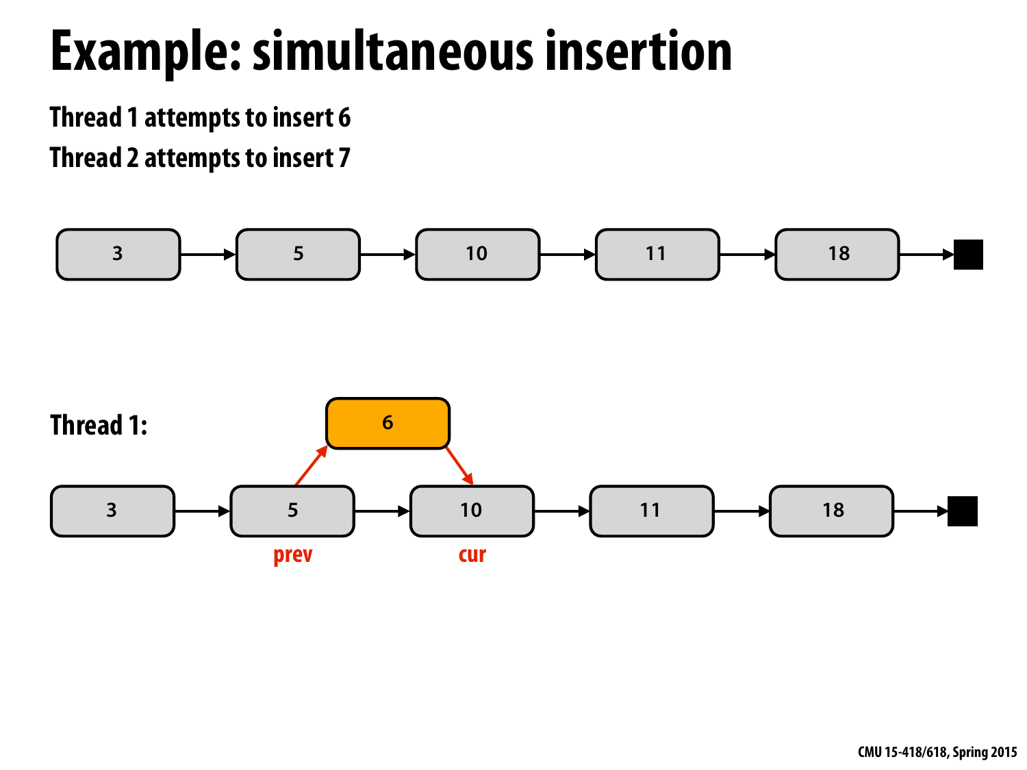# Example: simultaneous insertion

**Thread 1 attempts to insert 6**

**Thread 2 attempts to insert 7**

3 → 5 → 10 → 11 → 18 → ■

**Thread 1:**

6

3 → 5 → 10 → 11 → 18 → ■

prev cur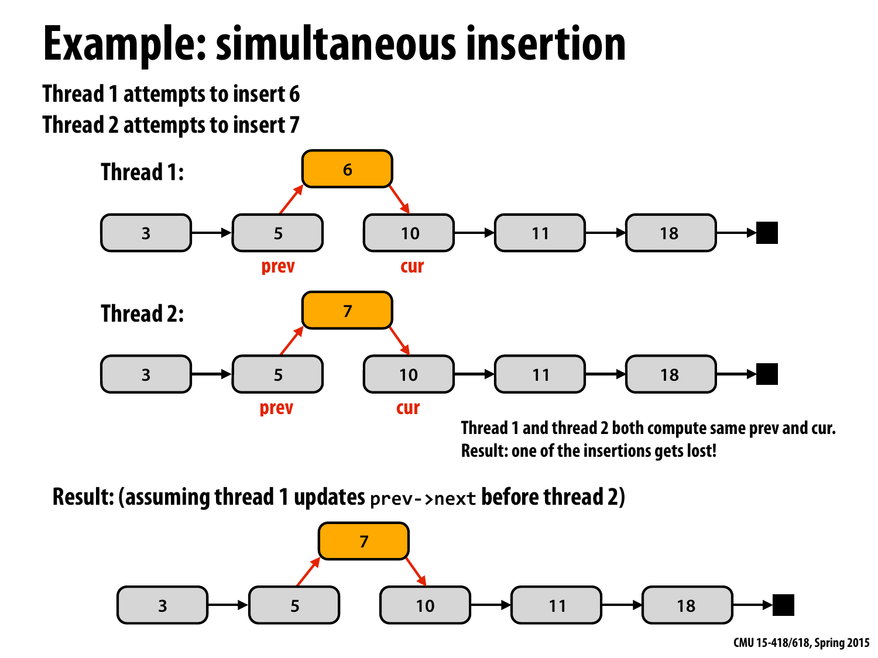# Example: simultaneous insertion

**Thread 1 attempts to insert 6**

**Thread 2 attempts to insert 7**

**Thread 1:**

3 → 5 (prev) → 6 → 10 (cur) → 11 → 18 → ■

**Thread 2:**

3 → 5 (prev) → 7 → 10 (cur) → 11 → 18 → ■

**Thread 1 and thread 2 both compute same prev and cur.**
**Result: one of the insertions gets lost!**

**Result: (assuming thread 1 updates `prev->next` before thread 2)**

3 → 5 → 7 → 10 → 11 → 18 → ■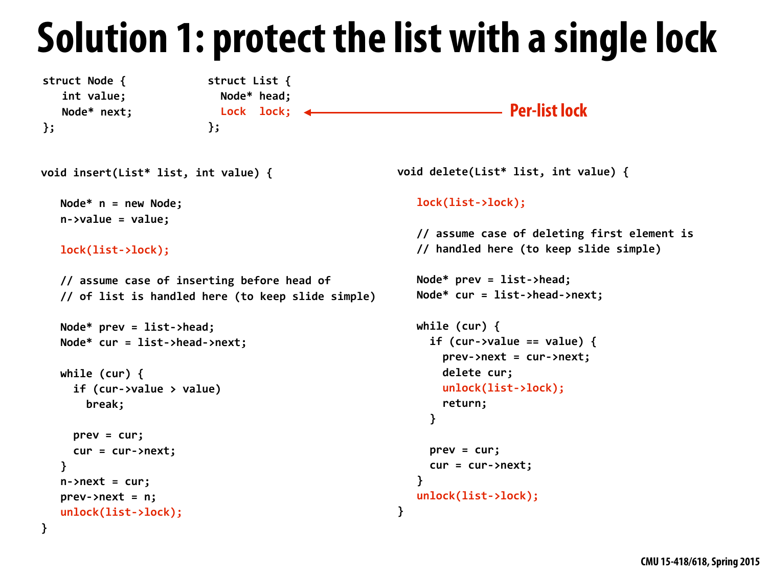# Solution 1: protect the list with a single lock

```
struct Node {
   int value;
   Node* next;
};
```

```
struct List {
  Node* head;
  Lock  lock;    <-- Per-list lock
};
```

```
void insert(List* list, int value) {

   Node* n = new Node;
   n->value = value;

   lock(list->lock);

   // assume case of inserting before head of
   // of list is handled here (to keep slide simple)

   Node* prev = list->head;
   Node* cur = list->head->next;

   while (cur) {
     if (cur->value > value)
       break;

     prev = cur;
     cur = cur->next;
   }
   n->next = cur;
   prev->next = n;
   unlock(list->lock);
}
```

```
void delete(List* list, int value) {

   lock(list->lock);

   // assume case of deleting first element is
   // handled here (to keep slide simple)

   Node* prev = list->head;
   Node* cur = list->head->next;

   while (cur) {
     if (cur->value == value) {
       prev->next = cur->next;
       delete cur;
       unlock(list->lock);
       return;
     }

     prev = cur;
     cur = cur->next;
   }
   unlock(list->lock);
}
```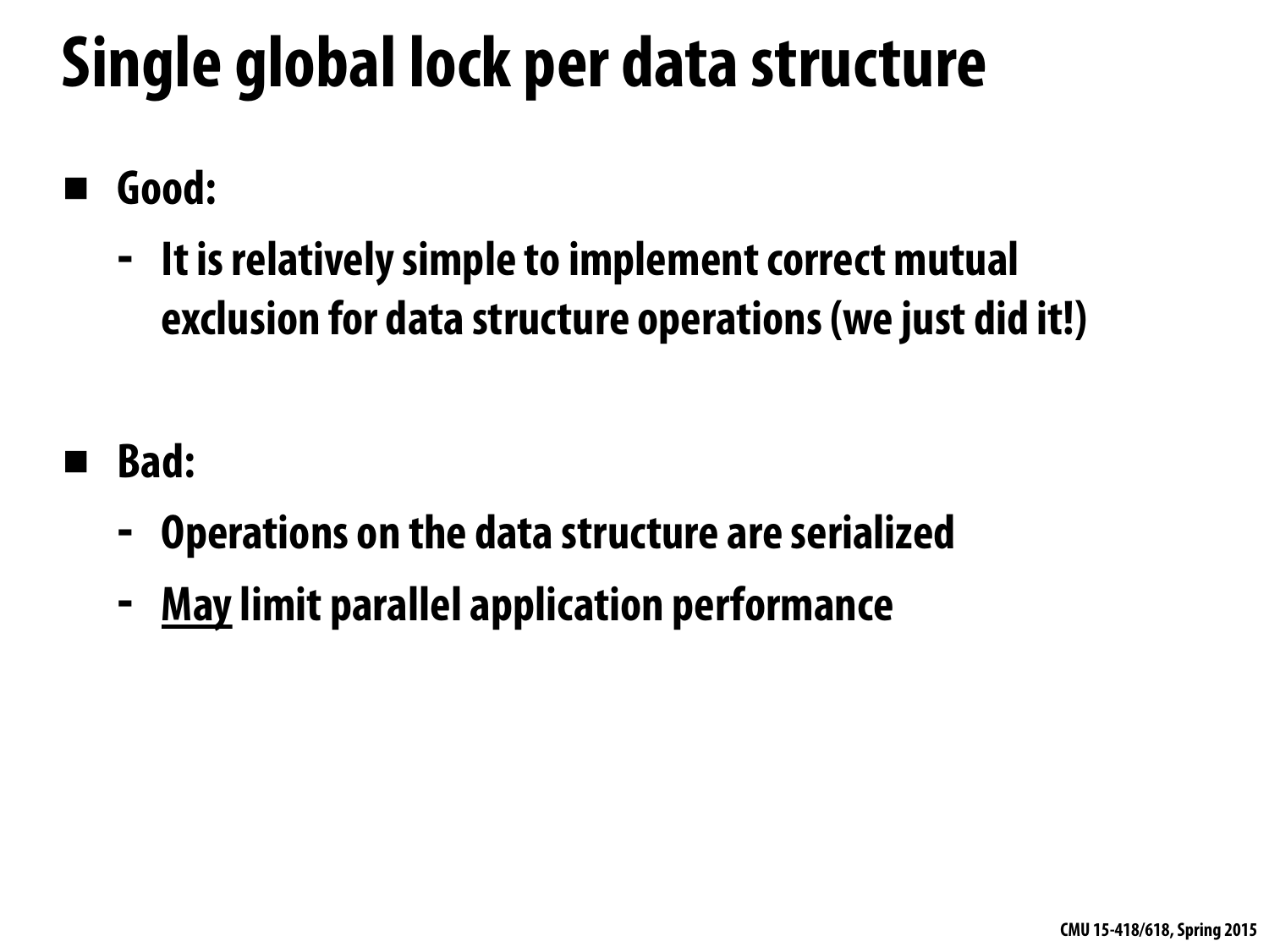# Single global lock per data structure

- **Good:**
  - It is relatively simple to implement correct mutual exclusion for data structure operations (we just did it!)

- **Bad:**
  - Operations on the data structure are serialized
  - <u>May</u> limit parallel application performance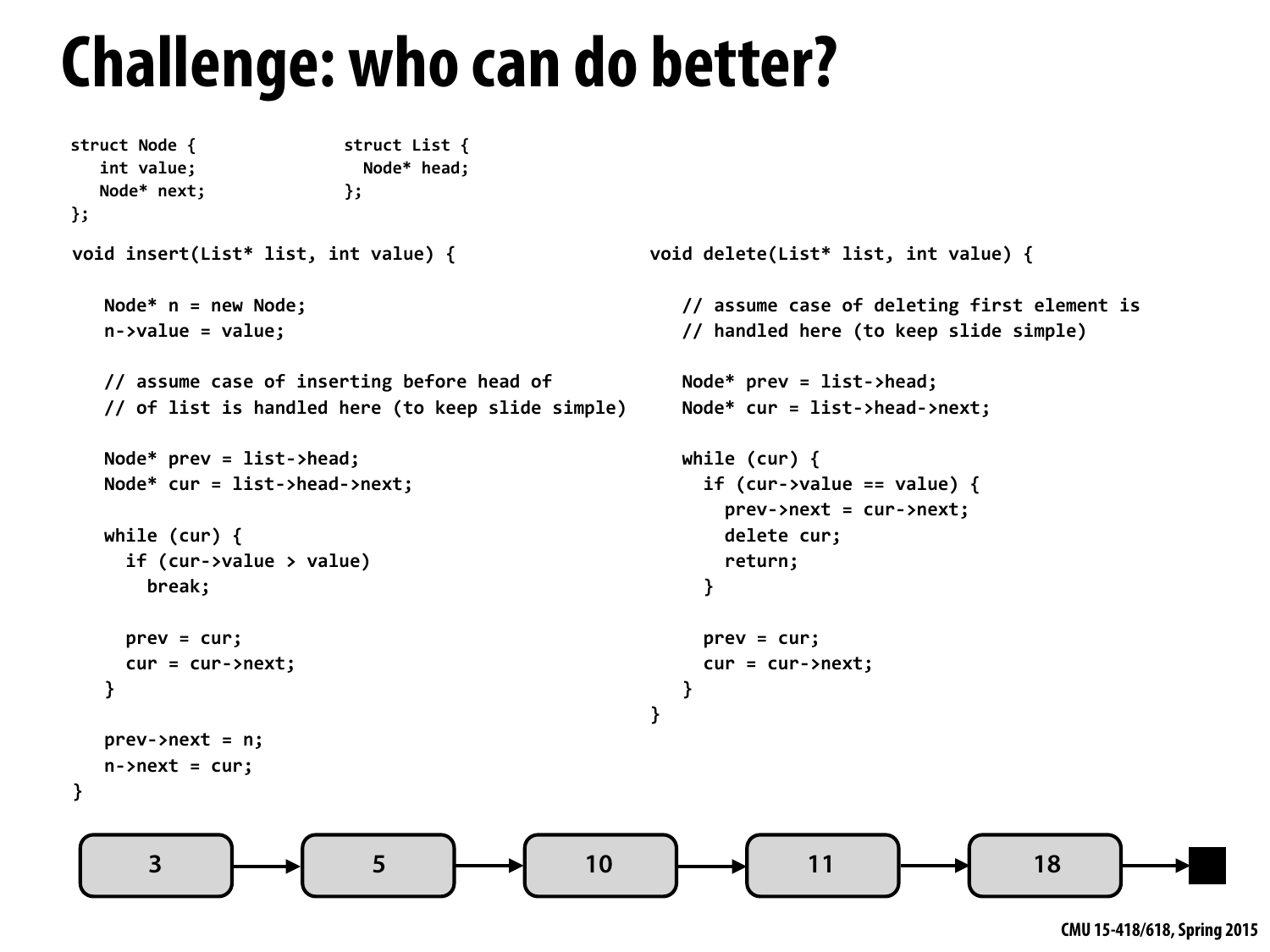# Challenge: who can do better?

```
struct Node {
   int value;
   Node* next;
};
```

```
struct List {
  Node* head;
};
```

```
void insert(List* list, int value) {

   Node* n = new Node;
   n->value = value;

   // assume case of inserting before head of
   // of list is handled here (to keep slide simple)

   Node* prev = list->head;
   Node* cur = list->head->next;

   while (cur) {
     if (cur->value > value)
       break;

     prev = cur;
     cur = cur->next;
   }

   prev->next = n;
   n->next = cur;
}
```

```
void delete(List* list, int value) {

   // assume case of deleting first element is
   // handled here (to keep slide simple)

   Node* prev = list->head;
   Node* cur = list->head->next;

   while (cur) {
     if (cur->value == value) {
       prev->next = cur->next;
       delete cur;
       return;
     }

     prev = cur;
     cur = cur->next;
   }
}
```

3 → 5 → 10 → 11 → 18 →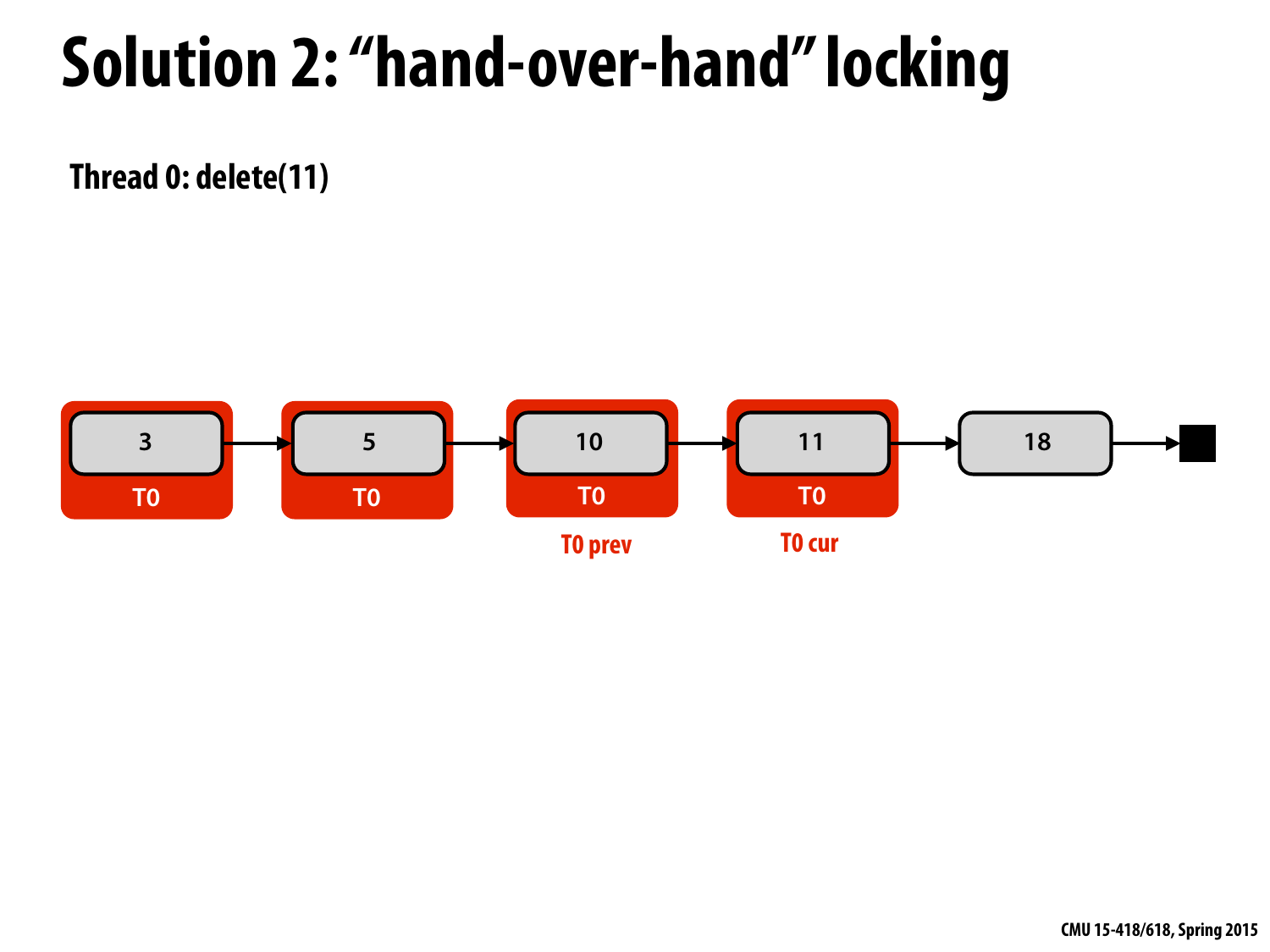# Solution 2: "hand-over-hand" locking

**Thread 0: delete(11)**

3 → 5 → 10 → 11 → 18 → ■

T0 T0 T0 T0

T0 prev T0 cur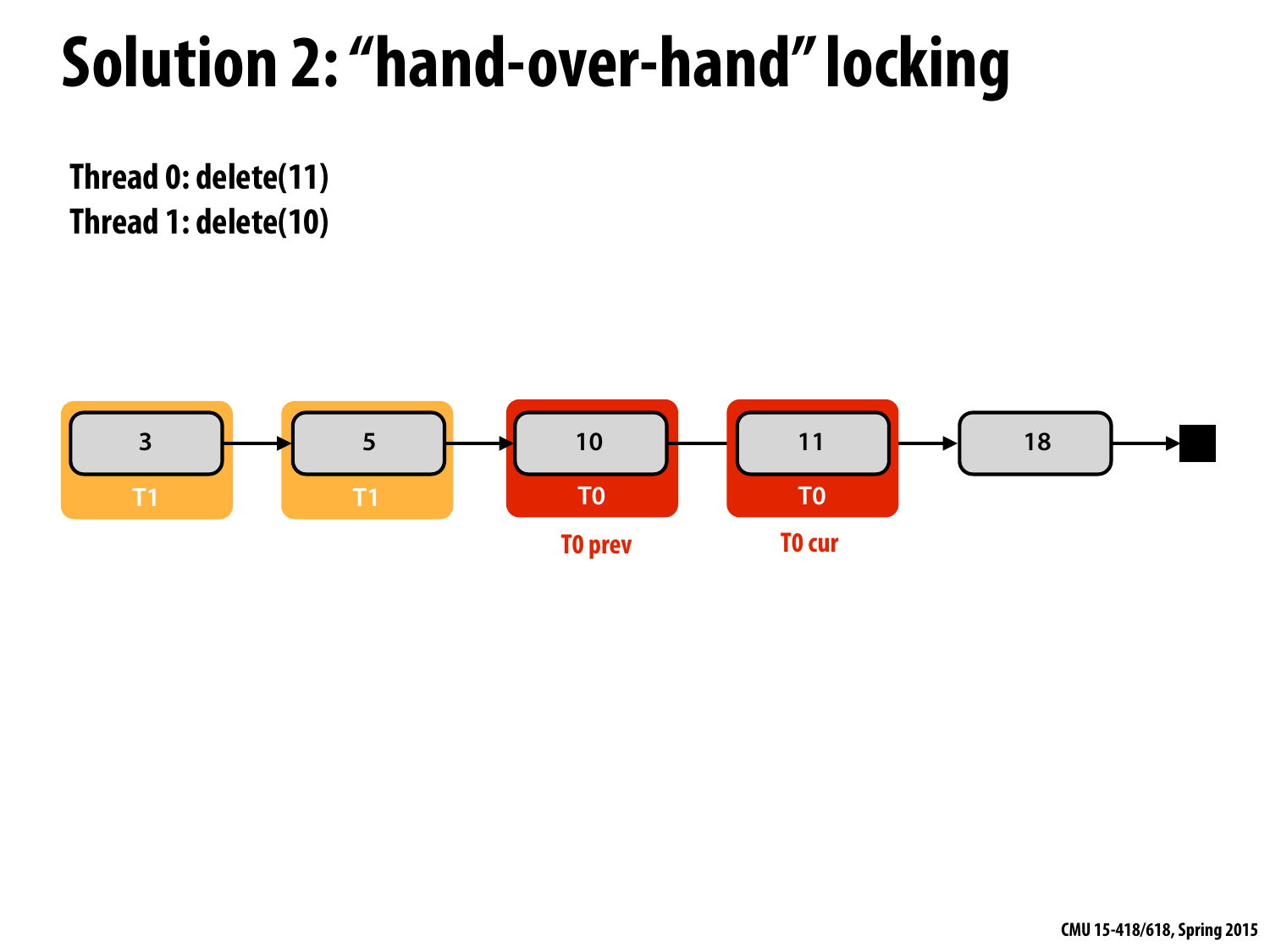# Solution 2: "hand-over-hand" locking

**Thread 0: delete(11)**
**Thread 1: delete(10)**

3 → 5 → 10 → 11 → 18 → ■

T1 | T1 | T0 | T0

T0 prev | T0 cur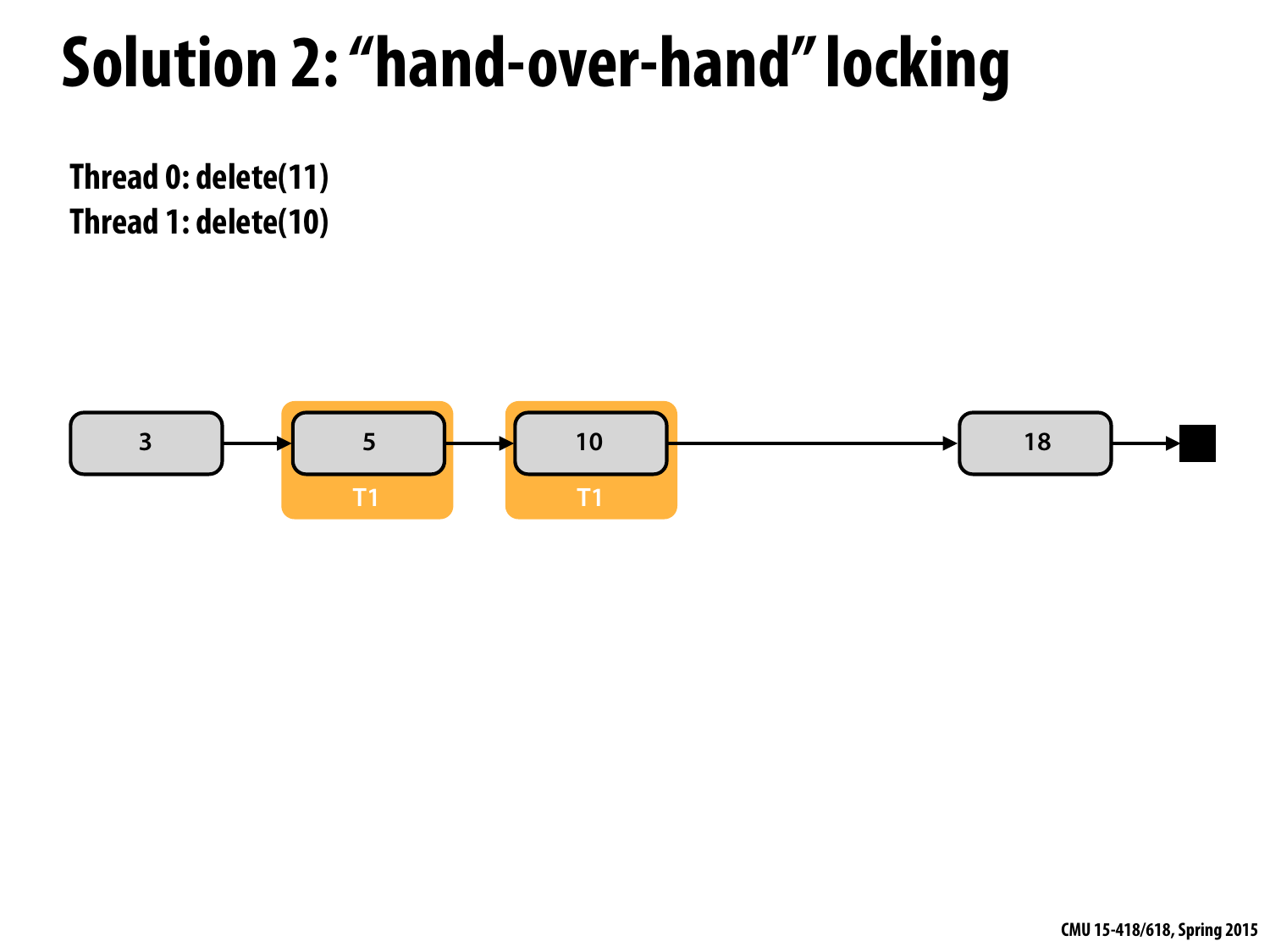# Solution 2: "hand-over-hand" locking

**Thread 0: delete(11)**
**Thread 1: delete(10)**

3 → 5 (T1) → 10 (T1) → 18 → ■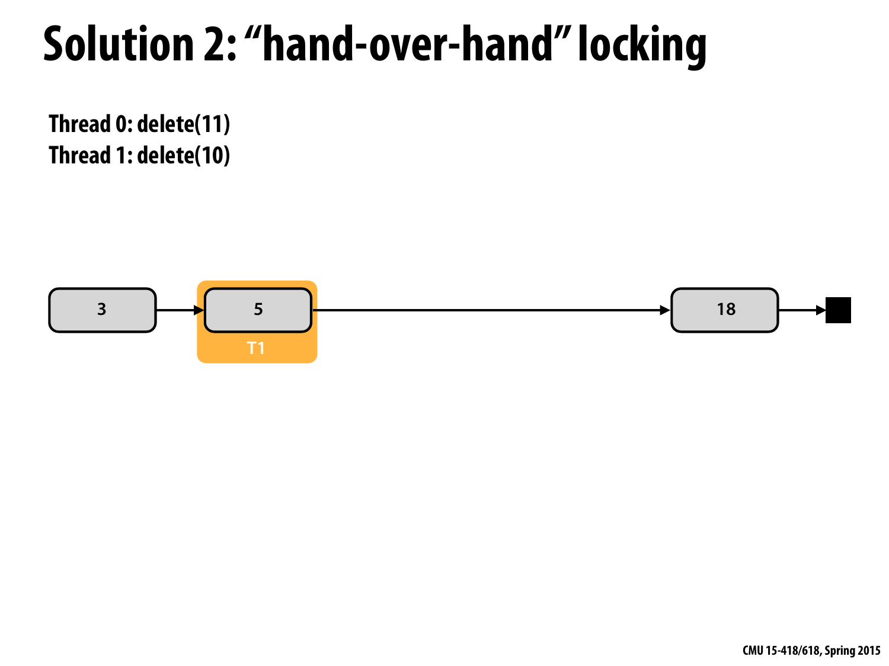# Solution 2: "hand-over-hand" locking

**Thread 0: delete(11)**
**Thread 1: delete(10)**

3 → 5 (T1) → 18 → ■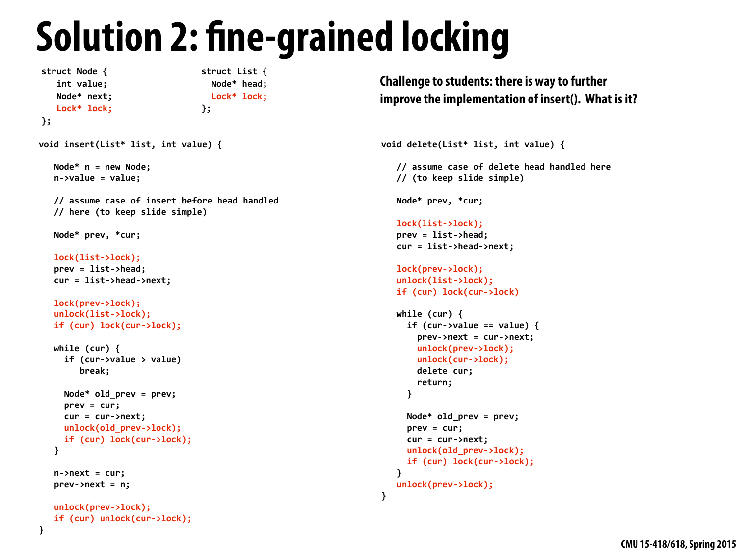# Solution 2: fine-grained locking

```
struct Node {
   int value;
   Node* next;
   Lock* lock;
};
```

```
struct List {
  Node* head;
  Lock* lock;
};
```

**Challenge to students: there is way to further improve the implementation of insert(). What is it?**

```
void insert(List* list, int value) {

   Node* n = new Node;
   n->value = value;

   // assume case of insert before head handled
   // here (to keep slide simple)

   Node* prev, *cur;

   lock(list->lock);
   prev = list->head;
   cur = list->head->next;

   lock(prev->lock);
   unlock(list->lock);
   if (cur) lock(cur->lock);

   while (cur) {
     if (cur->value > value)
        break;

     Node* old_prev = prev;
     prev = cur;
     cur = cur->next;
     unlock(old_prev->lock);
     if (cur) lock(cur->lock);
   }

   n->next = cur;
   prev->next = n;

   unlock(prev->lock);
   if (cur) unlock(cur->lock);
}
```

```
void delete(List* list, int value) {

   // assume case of delete head handled here
   // (to keep slide simple)

   Node* prev, *cur;

   lock(list->lock);
   prev = list->head;
   cur = list->head->next;

   lock(prev->lock);
   unlock(list->lock);
   if (cur) lock(cur->lock)

   while (cur) {
     if (cur->value == value) {
       prev->next = cur->next;
       unlock(prev->lock);
       unlock(cur->lock);
       delete cur;
       return;
     }

     Node* old_prev = prev;
     prev = cur;
     cur = cur->next;
     unlock(old_prev->lock);
     if (cur) lock(cur->lock);
   }
   unlock(prev->lock);
}
```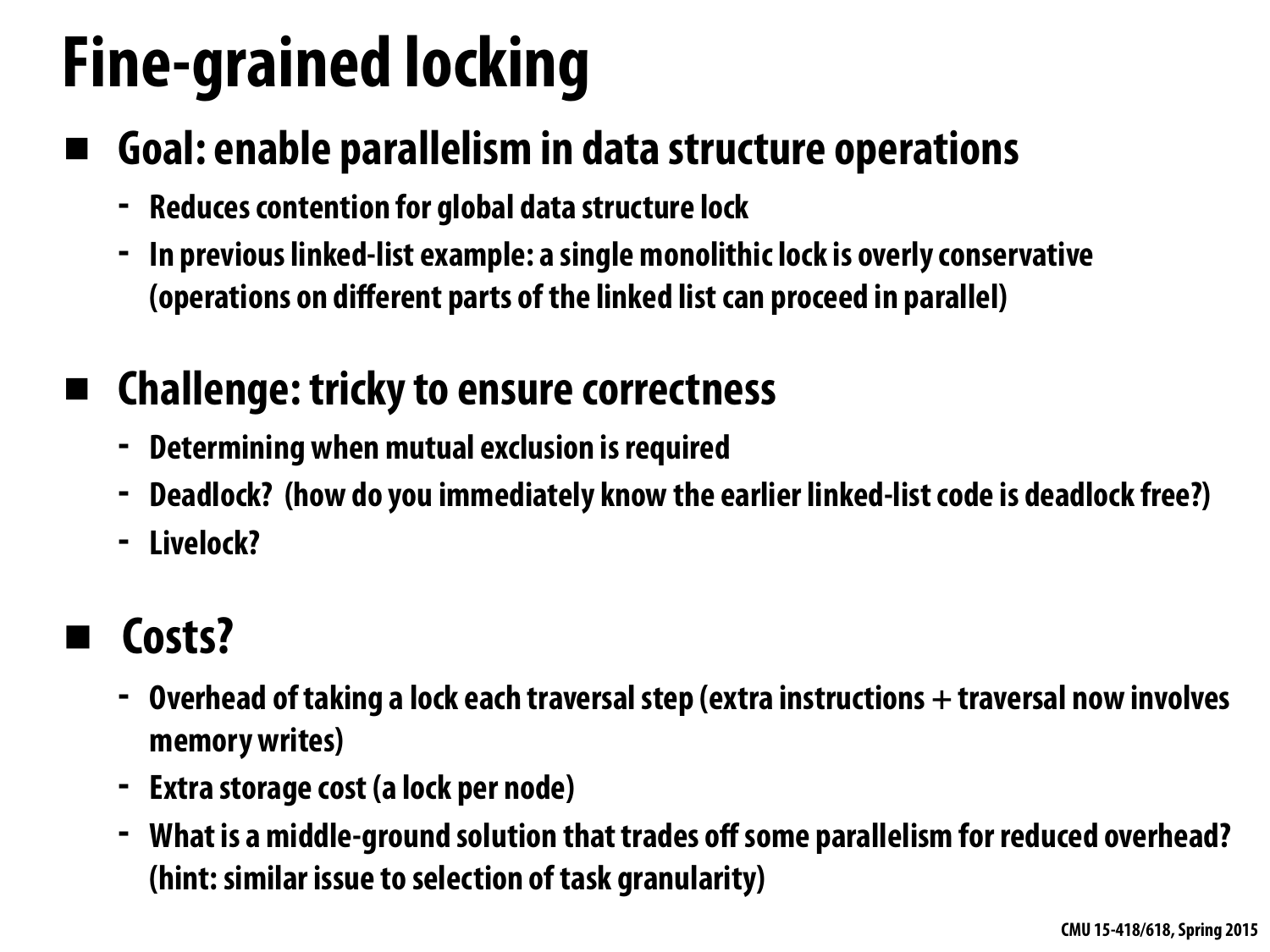# Fine-grained locking

- **Goal: enable parallelism in data structure operations**
  - Reduces contention for global data structure lock
  - In previous linked-list example: a single monolithic lock is overly conservative (operations on different parts of the linked list can proceed in parallel)

- **Challenge: tricky to ensure correctness**
  - Determining when mutual exclusion is required
  - Deadlock? (how do you immediately know the earlier linked-list code is deadlock free?)
  - Livelock?

- **Costs?**
  - Overhead of taking a lock each traversal step (extra instructions + traversal now involves memory writes)
  - Extra storage cost (a lock per node)
  - What is a middle-ground solution that trades off some parallelism for reduced overhead? (hint: similar issue to selection of task granularity)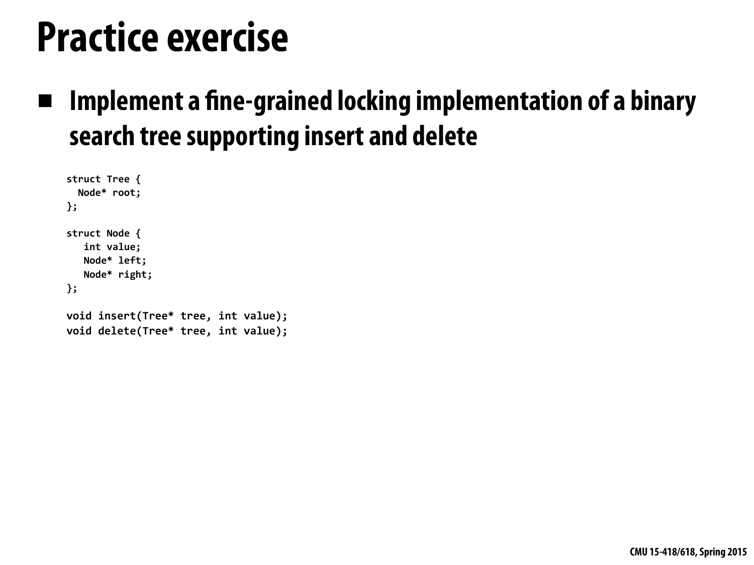# Practice exercise

- **Implement a fine-grained locking implementation of a binary search tree supporting insert and delete**

```
struct Tree {
  Node* root;
};

struct Node {
   int value;
   Node* left;
   Node* right;
};

void insert(Tree* tree, int value);
void delete(Tree* tree, int value);
```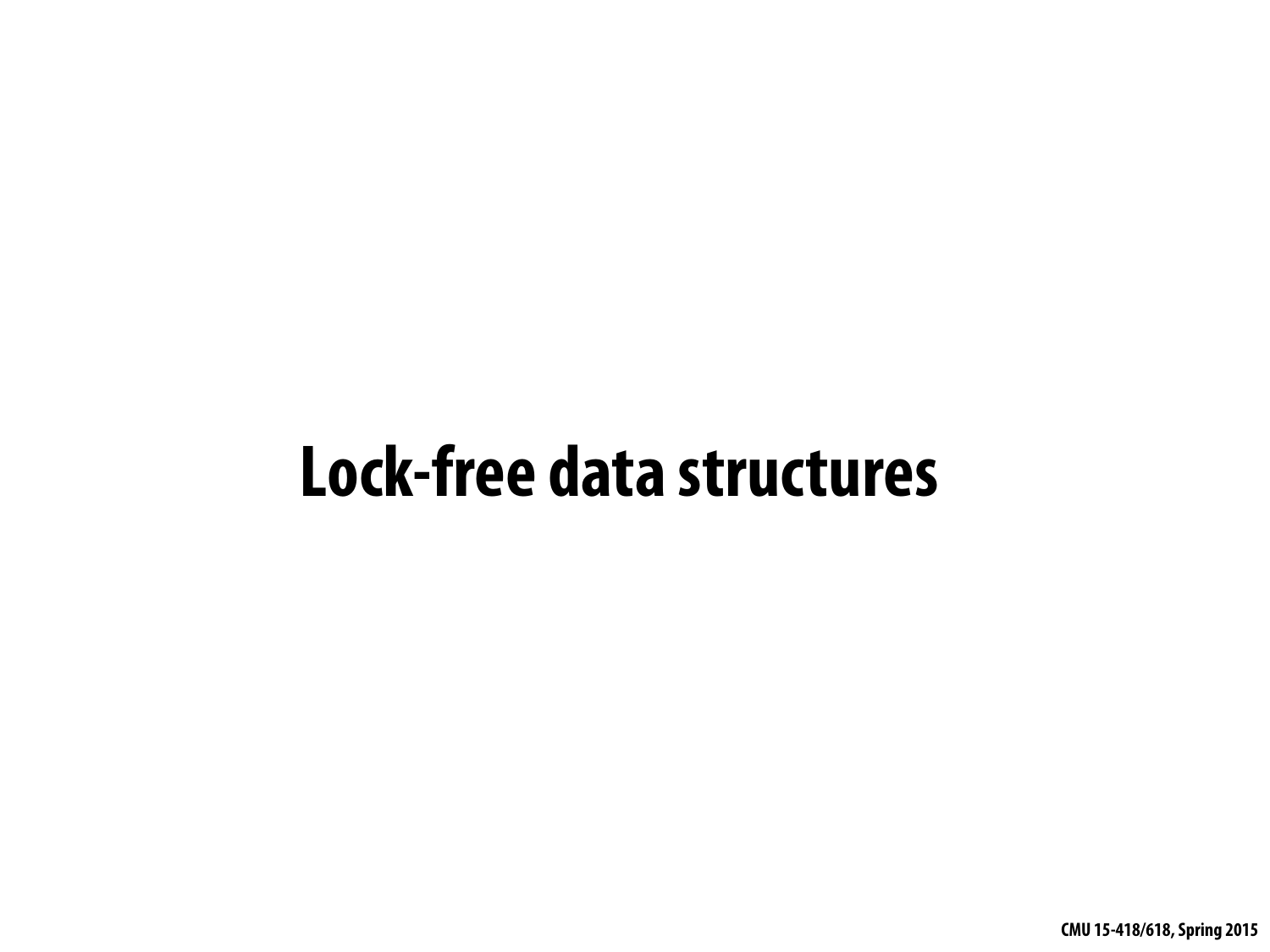# Lock-free data structures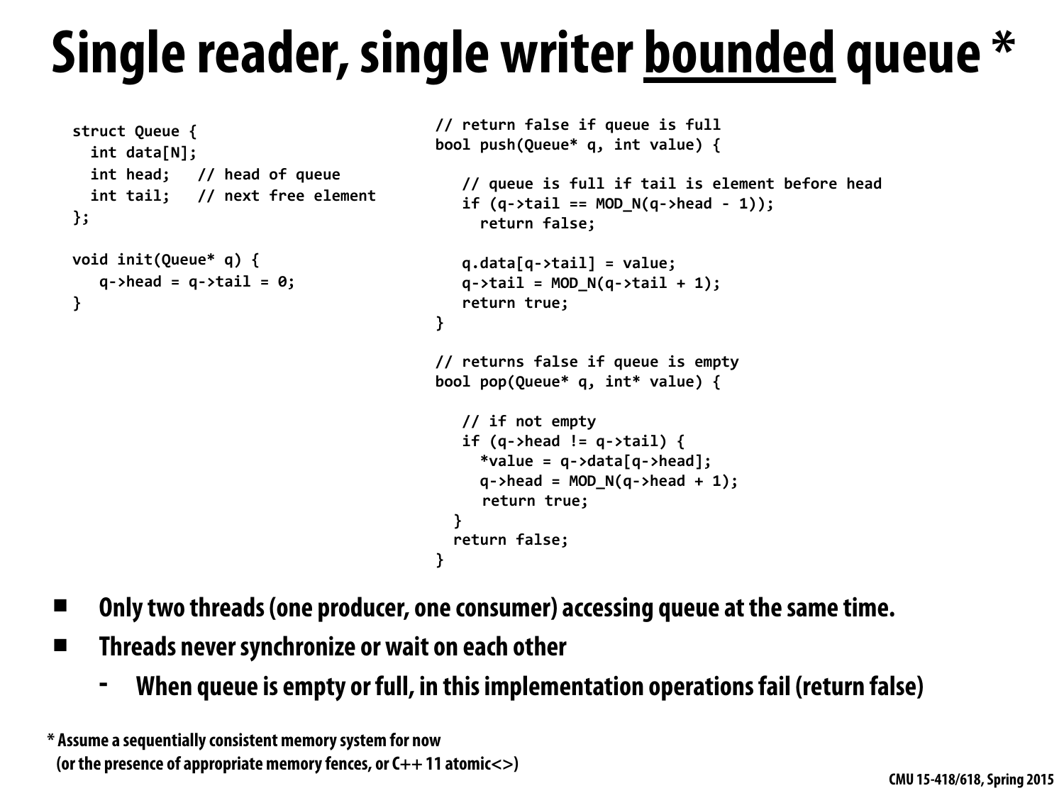# Single reader, single writer <u>bounded</u> queue *

```
struct Queue {
  int data[N];
  int head;   // head of queue
  int tail;   // next free element
};

void init(Queue* q) {
   q->head = q->tail = 0;
}
```

```
// return false if queue is full
bool push(Queue* q, int value) {

   // queue is full if tail is element before head
   if (q->tail == MOD_N(q->head - 1));
     return false;

   q.data[q->tail] = value;
   q->tail = MOD_N(q->tail + 1);
   return true;
}

// returns false if queue is empty
bool pop(Queue* q, int* value) {

   // if not empty
   if (q->head != q->tail) {
     *value = q->data[q->head];
     q->head = MOD_N(q->head + 1);
     return true;
  }
  return false;
}
```

- **Only two threads (one producer, one consumer) accessing queue at the same time.**
- **Threads never synchronize or wait on each other**
  - **When queue is empty or full, in this implementation operations fail (return false)**

**\* Assume a sequentially consistent memory system for now (or the presence of appropriate memory fences, or C++ 11 atomic<>)**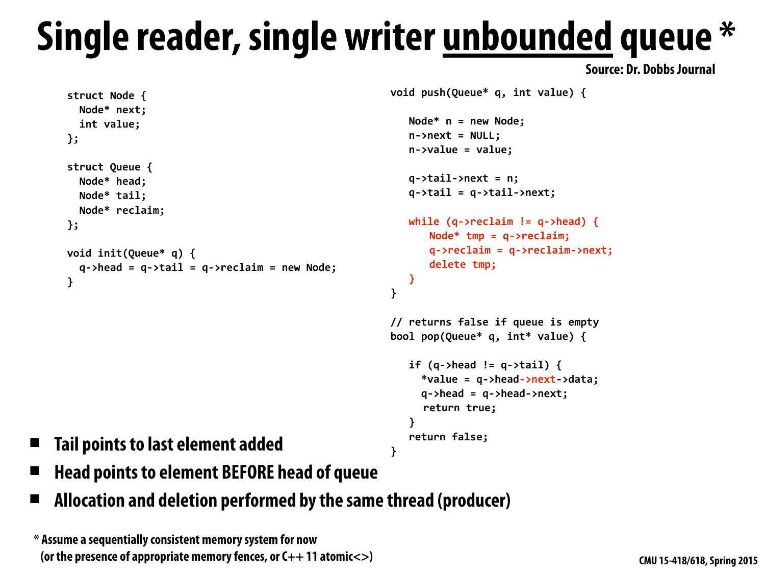# Single reader, single writer unbounded queue *

Source: Dr. Dobbs Journal

```
struct Node {
  Node* next;
  int value;
};

struct Queue {
  Node* head;
  Node* tail;
  Node* reclaim;
};

void init(Queue* q) {
  q->head = q->tail = q->reclaim = new Node;
}
```

```
void push(Queue* q, int value) {

   Node* n = new Node;
   n->next = NULL;
   n->value = value;

   q->tail->next = n;
   q->tail = q->tail->next;

   while (q->reclaim != q->head) {
      Node* tmp = q->reclaim;
      q->reclaim = q->reclaim->next;
      delete tmp;
   }
}

// returns false if queue is empty
bool pop(Queue* q, int* value) {

   if (q->head != q->tail) {
     *value = q->head->next->data;
     q->head = q->head->next;
     return true;
   }
   return false;
}
```

- Tail points to last element added
- Head points to element BEFORE head of queue
- Allocation and deletion performed by the same thread (producer)

* Assume a sequentially consistent memory system for now (or the presence of appropriate memory fences, or C++ 11 atomic<>)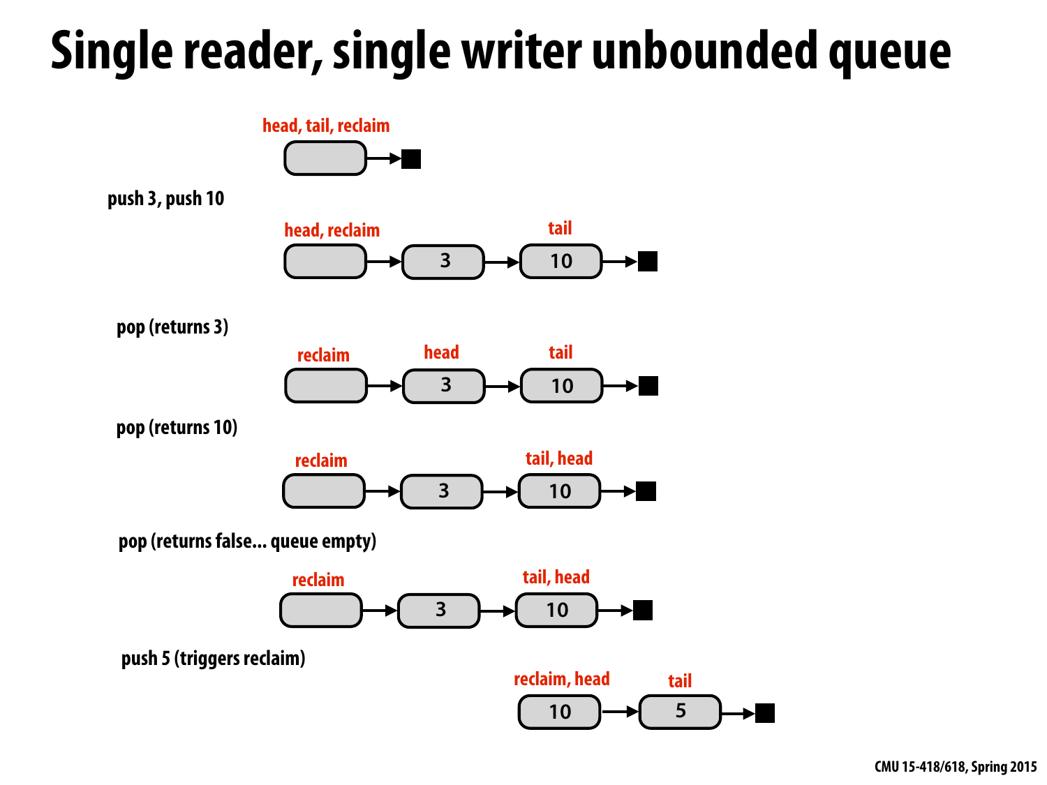# Single reader, single writer unbounded queue

head, tail, reclaim

push 3, push 10

head, reclaim — 3 — tail: 10

pop (returns 3)

reclaim — head: 3 — tail: 10

pop (returns 10)

reclaim — 3 — tail, head: 10

pop (returns false... queue empty)

reclaim — 3 — tail, head: 10

push 5 (triggers reclaim)

reclaim, head: 10 — tail: 5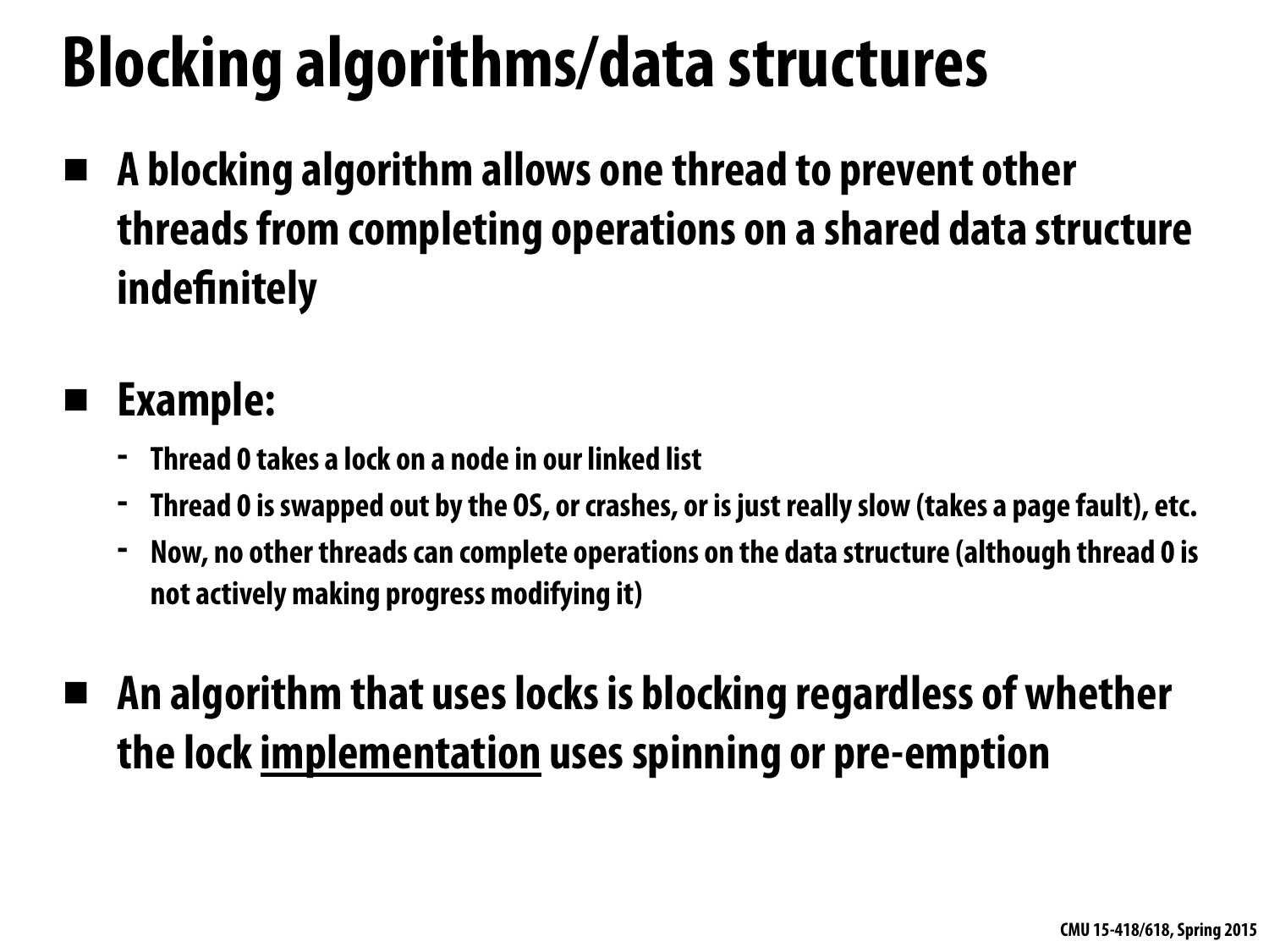# Blocking algorithms/data structures

- **A blocking algorithm allows one thread to prevent other threads from completing operations on a shared data structure indefinitely**

- **Example:**
  - Thread 0 takes a lock on a node in our linked list
  - Thread 0 is swapped out by the OS, or crashes, or is just really slow (takes a page fault), etc.
  - Now, no other threads can complete operations on the data structure (although thread 0 is not actively making progress modifying it)

- **An algorithm that uses locks is blocking regardless of whether the lock <u>implementation</u> uses spinning or pre-emption**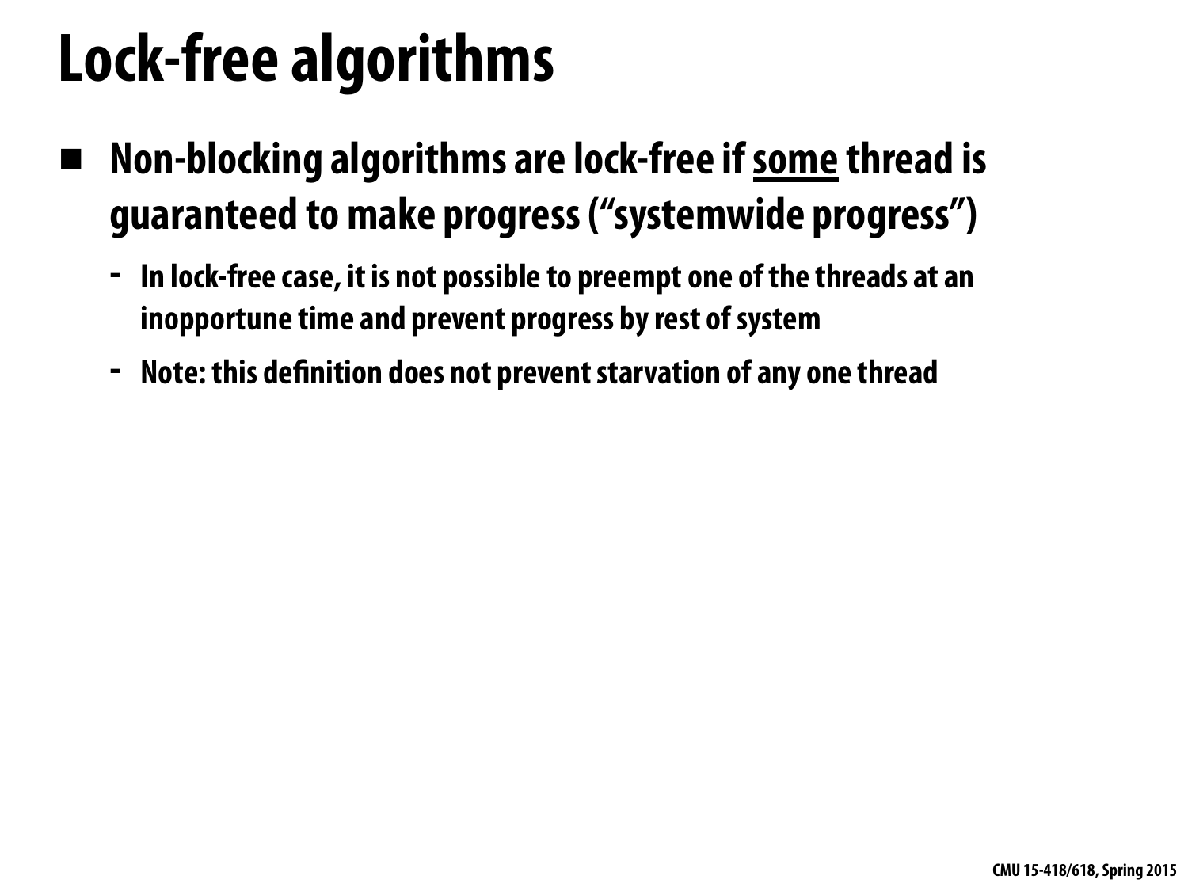# Lock-free algorithms

- **Non-blocking algorithms are lock-free if <u>some</u> thread is guaranteed to make progress ("systemwide progress")**
  - In lock-free case, it is not possible to preempt one of the threads at an inopportune time and prevent progress by rest of system
  - Note: this definition does not prevent starvation of any one thread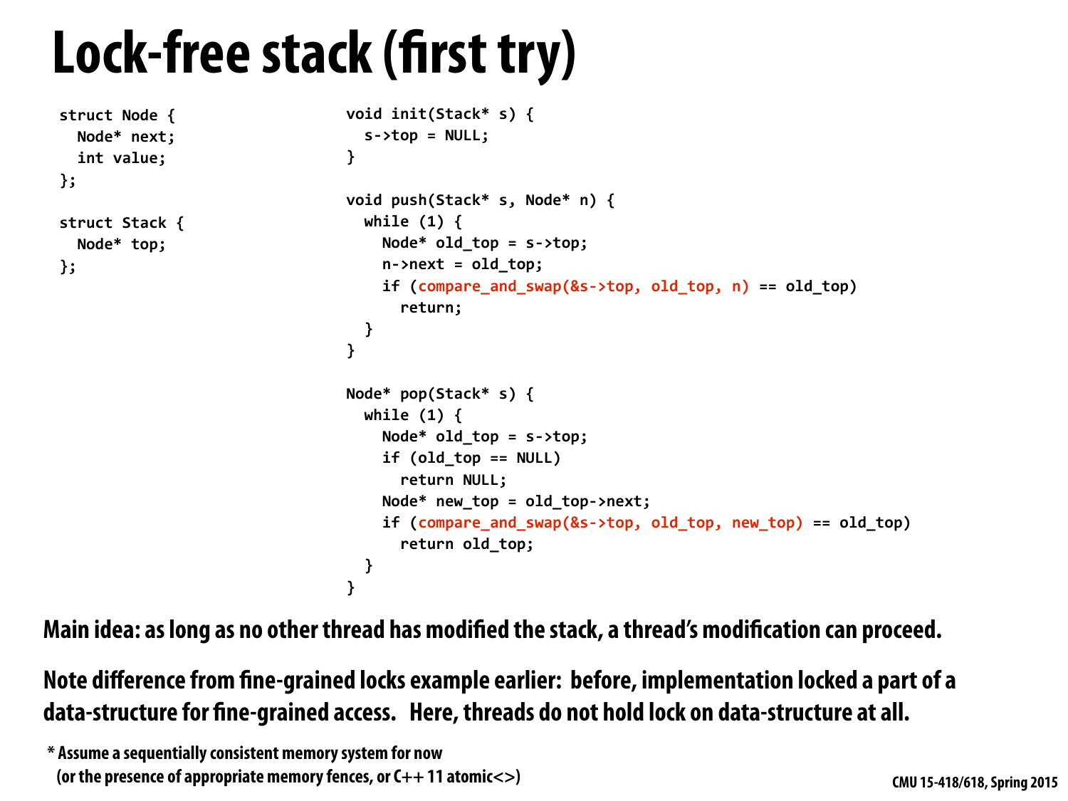# Lock-free stack (first try)

```
struct Node {
  Node* next;
  int value;
};

struct Stack {
  Node* top;
};
```

```
void init(Stack* s) {
  s->top = NULL;
}

void push(Stack* s, Node* n) {
  while (1) {
    Node* old_top = s->top;
    n->next = old_top;
    if (compare_and_swap(&s->top, old_top, n) == old_top)
      return;
  }
}

Node* pop(Stack* s) {
  while (1) {
    Node* old_top = s->top;
    if (old_top == NULL)
      return NULL;
    Node* new_top = old_top->next;
    if (compare_and_swap(&s->top, old_top, new_top) == old_top)
      return old_top;
  }
}
```

**Main idea: as long as no other thread has modified the stack, a thread's modification can proceed.**

**Note difference from fine-grained locks example earlier: before, implementation locked a part of a data-structure for fine-grained access. Here, threads do not hold lock on data-structure at all.**

\* Assume a sequentially consistent memory system for now
(or the presence of appropriate memory fences, or C++ 11 atomic<>)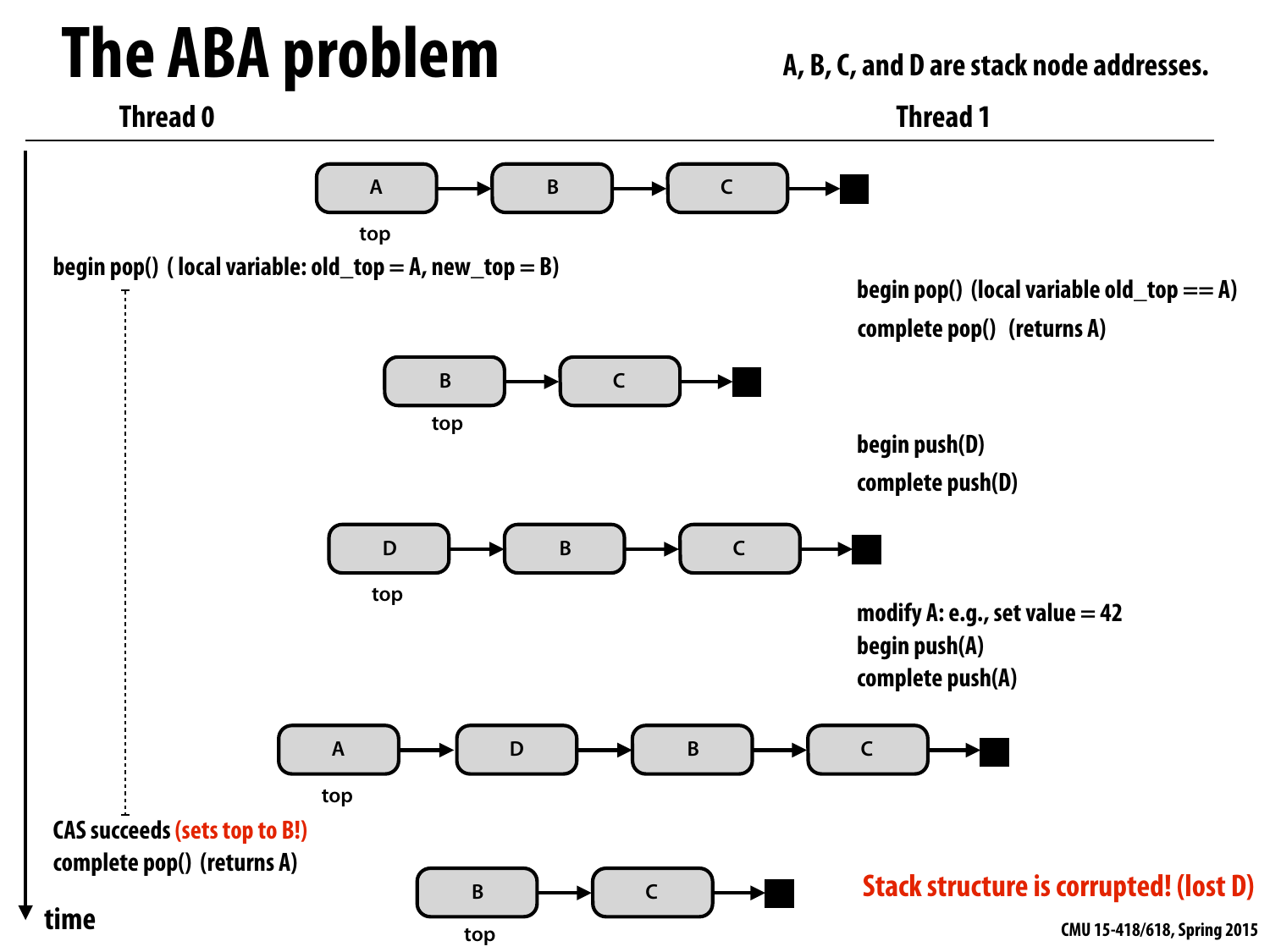# The ABA problem

A, B, C, and D are stack node addresses.

| Thread 0 | Thread 1 |
|---|---|
| | |

A → B → C → ■ (top = A)

**begin pop() ( local variable: old_top = A, new_top = B)**

**begin pop() (local variable old_top == A)**

**complete pop() (returns A)**

B → C → ■ (top = B)

**begin push(D)**

**complete push(D)**

D → B → C → ■ (top = D)

**modify A: e.g., set value = 42**

**begin push(A)**

**complete push(A)**

A → D → B → C → ■ (top = A)

**CAS succeeds (sets top to B!)**

**complete pop() (returns A)**

B → C → ■ (top = B)

**Stack structure is corrupted! (lost D)**

time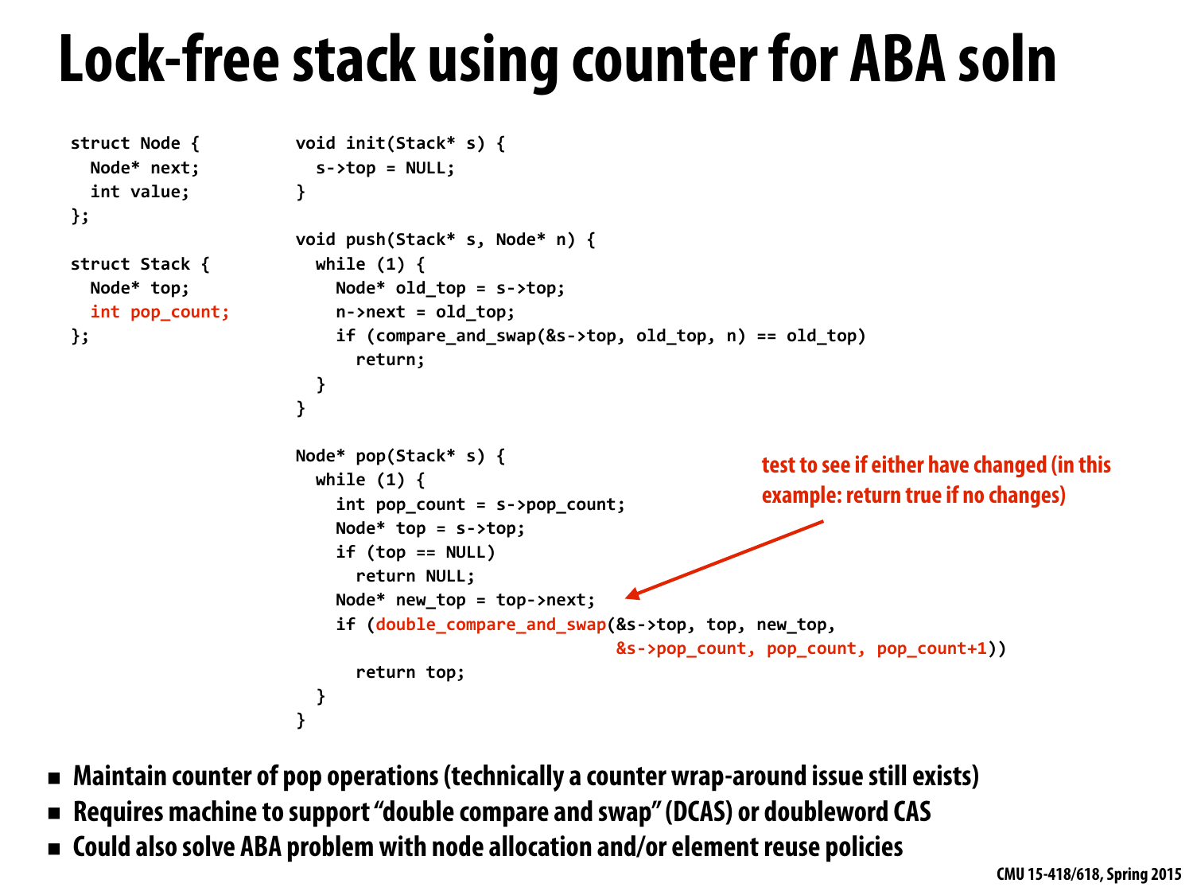# Lock-free stack using counter for ABA soln

```
struct Node {
  Node* next;
  int value;
};

struct Stack {
  Node* top;
  int pop_count;
};
```

```
void init(Stack* s) {
  s->top = NULL;
}

void push(Stack* s, Node* n) {
  while (1) {
    Node* old_top = s->top;
    n->next = old_top;
    if (compare_and_swap(&s->top, old_top, n) == old_top)
      return;
  }
}

Node* pop(Stack* s) {
  while (1) {
    int pop_count = s->pop_count;
    Node* top = s->top;
    if (top == NULL)
      return NULL;
    Node* new_top = top->next;
    if (double_compare_and_swap(&s->top, top, new_top,
                                &s->pop_count, pop_count, pop_count+1))
      return top;
  }
}
```

test to see if either have changed (in this example: return true if no changes)

- Maintain counter of pop operations (technically a counter wrap-around issue still exists)
- Requires machine to support "double compare and swap" (DCAS) or doubleword CAS
- Could also solve ABA problem with node allocation and/or element reuse policies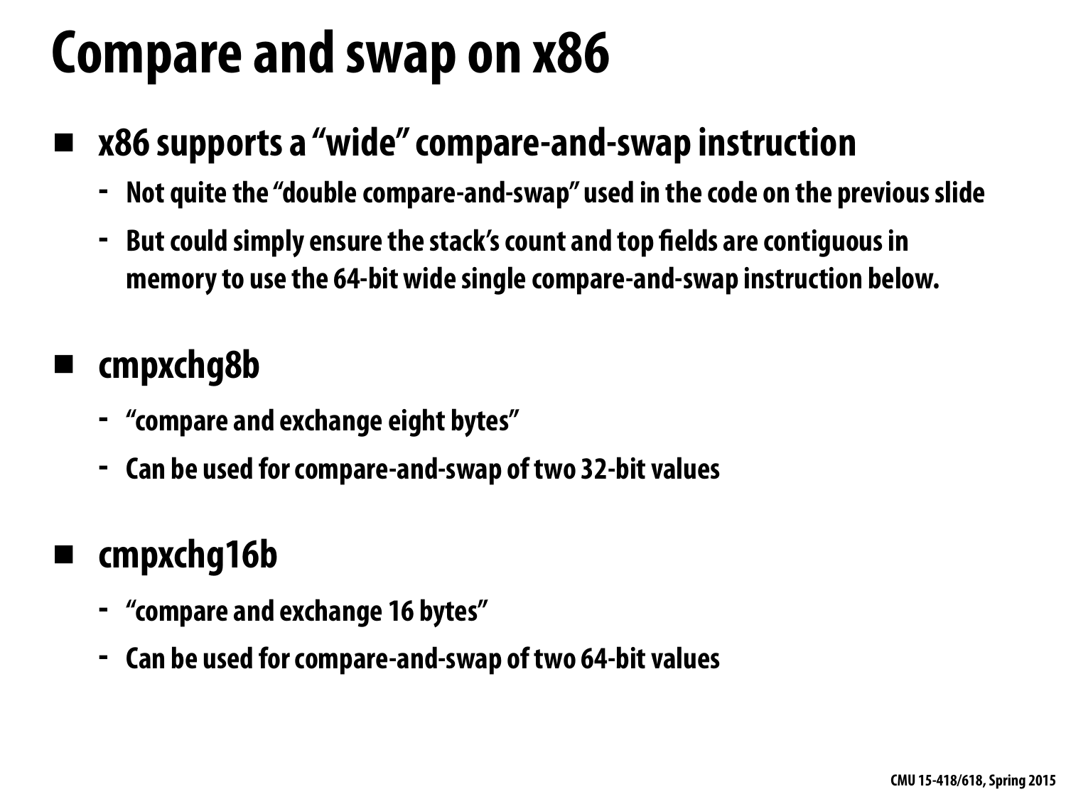# Compare and swap on x86

- **x86 supports a “wide” compare-and-swap instruction**
  - Not quite the “double compare-and-swap” used in the code on the previous slide
  - But could simply ensure the stack’s count and top fields are contiguous in memory to use the 64-bit wide single compare-and-swap instruction below.

- **cmpxchg8b**
  - “compare and exchange eight bytes”
  - Can be used for compare-and-swap of two 32-bit values

- **cmpxchg16b**
  - “compare and exchange 16 bytes”
  - Can be used for compare-and-swap of two 64-bit values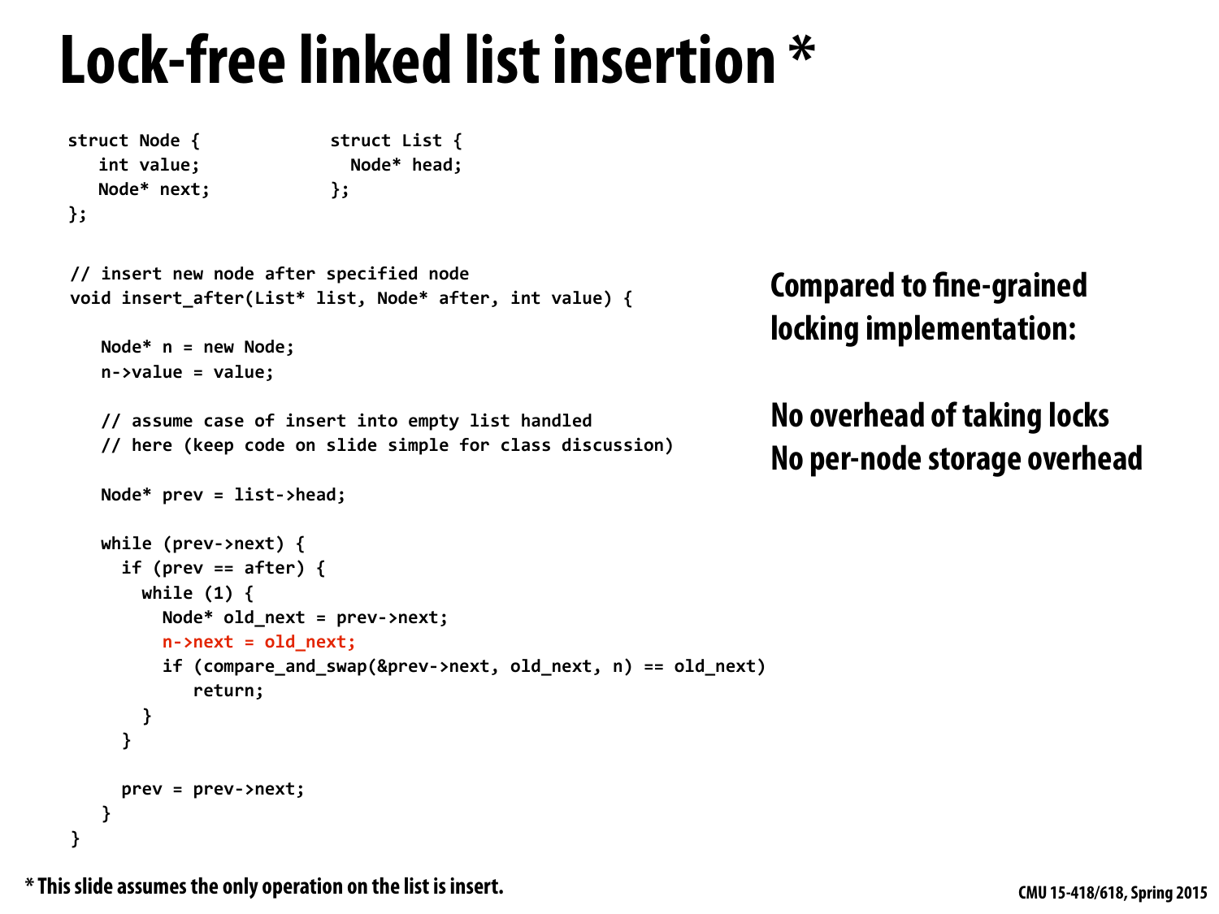# Lock-free linked list insertion *

```
struct Node {              struct List {
   int value;                Node* head;
   Node* next;             };
};

// insert new node after specified node
void insert_after(List* list, Node* after, int value) {

   Node* n = new Node;
   n->value = value;

   // assume case of insert into empty list handled
   // here (keep code on slide simple for class discussion)

   Node* prev = list->head;

   while (prev->next) {
     if (prev == after) {
       while (1) {
         Node* old_next = prev->next;
         n->next = old_next;
         if (compare_and_swap(&prev->next, old_next, n) == old_next)
            return;
       }
     }

     prev = prev->next;
   }
}
```

**Compared to fine-grained locking implementation:**

**No overhead of taking locks**
**No per-node storage overhead**

**\* This slide assumes the only operation on the list is insert.**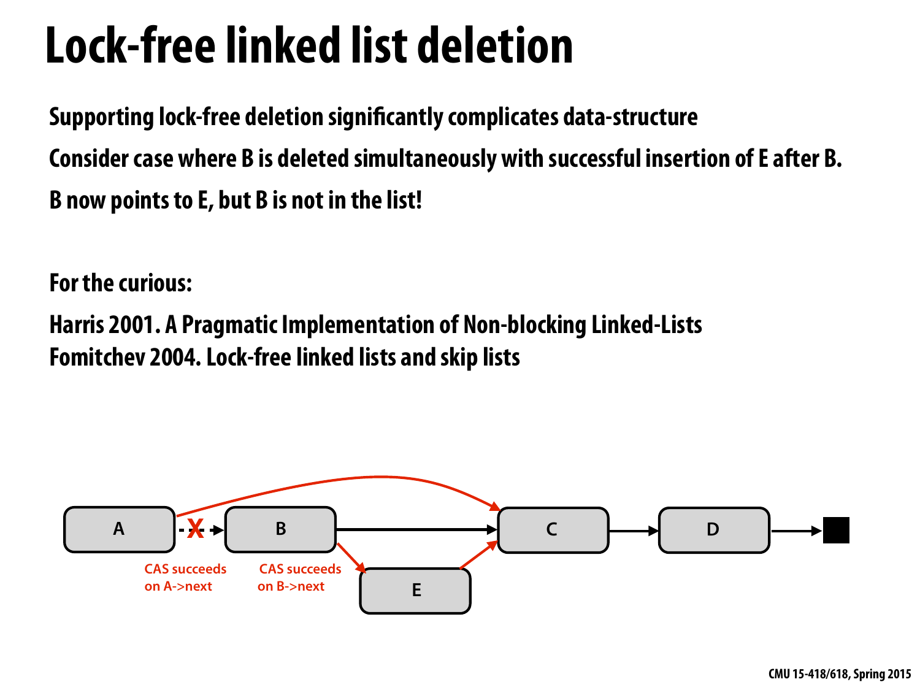# Lock-free linked list deletion

Supporting lock-free deletion significantly complicates data-structure

Consider case where B is deleted simultaneously with successful insertion of E after B.

B now points to E, but B is not in the list!

For the curious:

Harris 2001. A Pragmatic Implementation of Non-blocking Linked-Lists
Fomitchev 2004. Lock-free linked lists and skip lists

A — B — C — D

E

CAS succeeds on A->next

CAS succeeds on B->next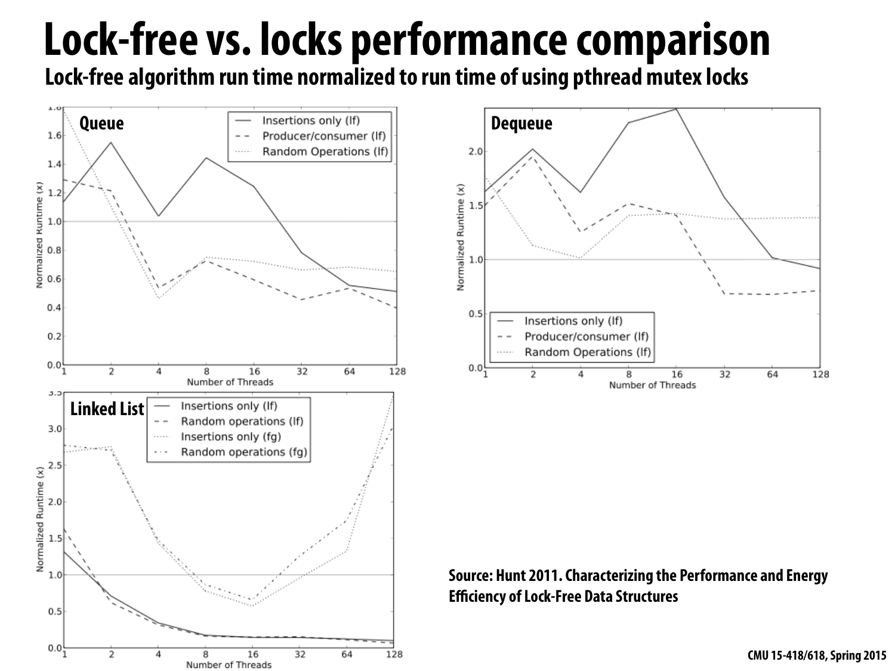# Lock-free vs. locks performance comparison

**Lock-free algorithm run time normalized to run time of using pthread mutex locks**

**Queue**

- Insertions only (lf)
- Producer/consumer (lf)
- Random Operations (lf)

Normalized Runtime (x) vs. Number of Threads (1, 2, 4, 8, 16, 32, 64, 128)

**Dequeue**

- Insertions only (lf)
- Producer/consumer (lf)
- Random Operations (lf)

Normalized Runtime (x) vs. Number of Threads (1, 2, 4, 8, 16, 32, 64, 128)

**Linked List**

- Insertions only (lf)
- Random operations (lf)
- Insertions only (fg)
- Random operations (fg)

Normalized Runtime (x) vs. Number of Threads (1, 2, 4, 8, 16, 32, 64, 128)

**Source: Hunt 2011. Characterizing the Performance and Energy Efficiency of Lock-Free Data Structures**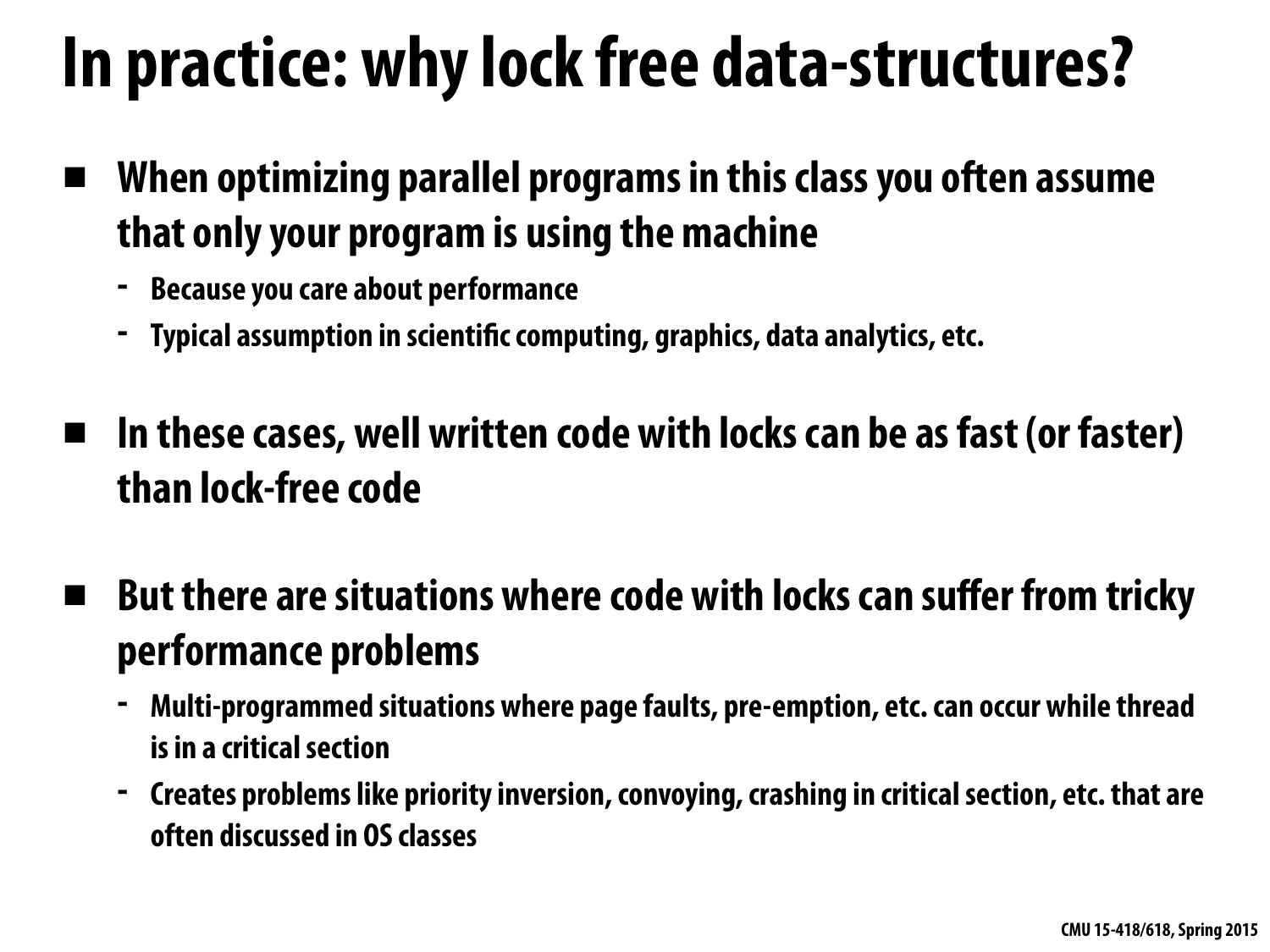# In practice: why lock free data-structures?

- **When optimizing parallel programs in this class you often assume that only your program is using the machine**
  - Because you care about performance
  - Typical assumption in scientific computing, graphics, data analytics, etc.

- **In these cases, well written code with locks can be as fast (or faster) than lock-free code**

- **But there are situations where code with locks can suffer from tricky performance problems**
  - Multi-programmed situations where page faults, pre-emption, etc. can occur while thread is in a critical section
  - Creates problems like priority inversion, convoying, crashing in critical section, etc. that are often discussed in OS classes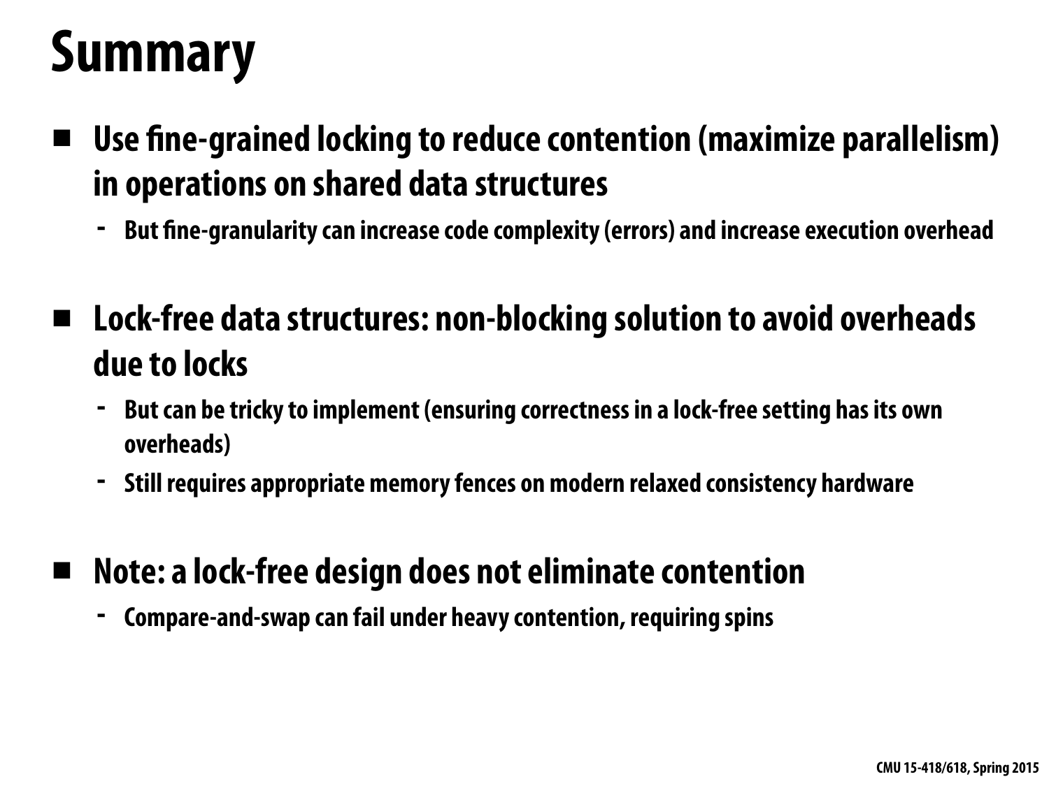# Summary

- **Use fine-grained locking to reduce contention (maximize parallelism) in operations on shared data structures**
  - But fine-granularity can increase code complexity (errors) and increase execution overhead

- **Lock-free data structures: non-blocking solution to avoid overheads due to locks**
  - But can be tricky to implement (ensuring correctness in a lock-free setting has its own overheads)
  - Still requires appropriate memory fences on modern relaxed consistency hardware

- **Note: a lock-free design does not eliminate contention**
  - Compare-and-swap can fail under heavy contention, requiring spins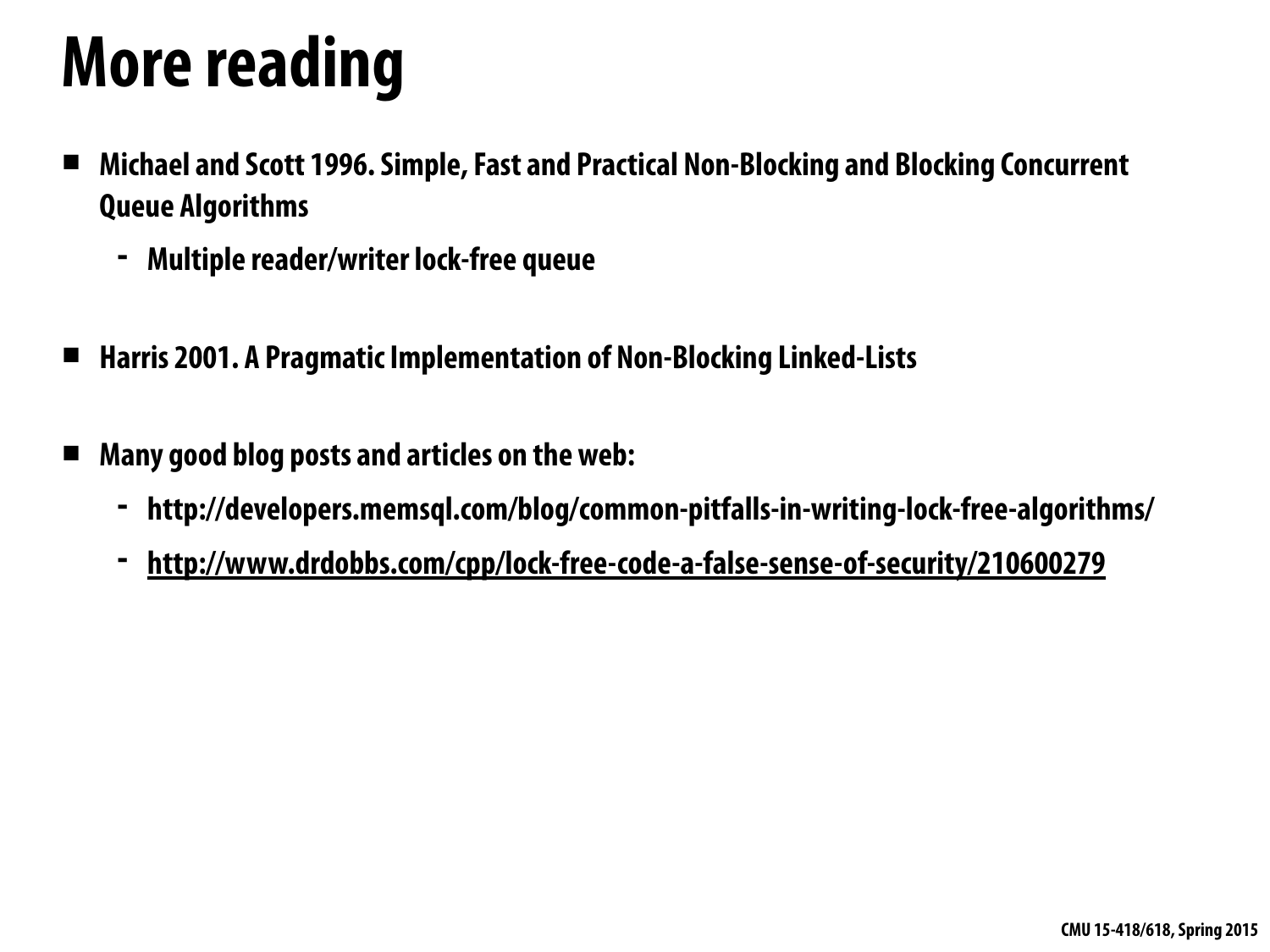# More reading

- Michael and Scott 1996. Simple, Fast and Practical Non-Blocking and Blocking Concurrent Queue Algorithms
  - Multiple reader/writer lock-free queue

- Harris 2001. A Pragmatic Implementation of Non-Blocking Linked-Lists

- Many good blog posts and articles on the web:
  - http://developers.memsql.com/blog/common-pitfalls-in-writing-lock-free-algorithms/
  - http://www.drdobbs.com/cpp/lock-free-code-a-false-sense-of-security/210600279